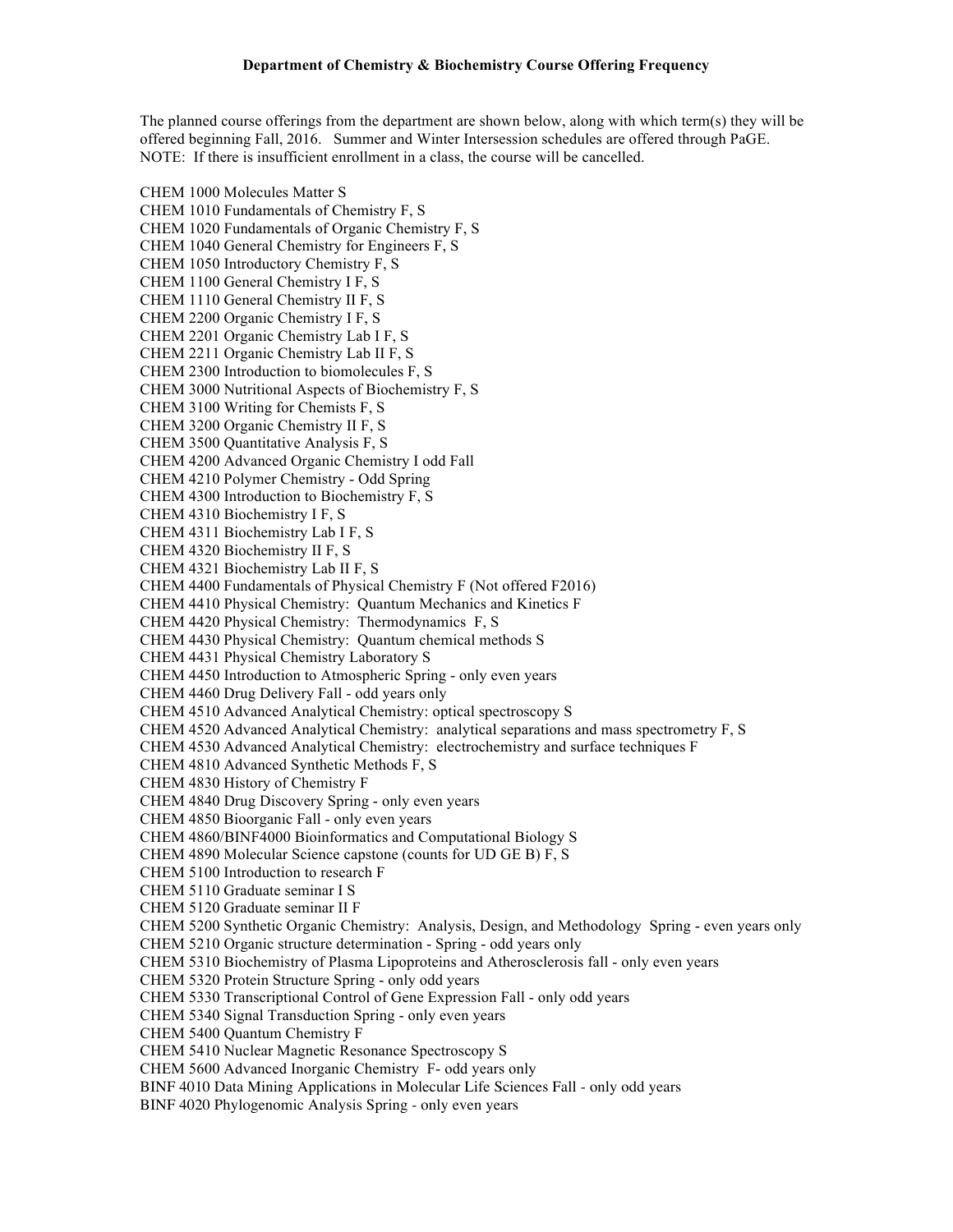**Department of Chemistry & Biochemistry Course Offering Frequency**

The planned course offerings from the department are shown below, along with which term(s) they will be offered beginning Fall, 2016. Summer and Winter Intersession schedules are offered through PaGE. NOTE: If there is insufficient enrollment in a class, the course will be cancelled.

CHEM 1000 Molecules Matter S
CHEM 1010 Fundamentals of Chemistry F, S
CHEM 1020 Fundamentals of Organic Chemistry F, S
CHEM 1040 General Chemistry for Engineers F, S
CHEM 1050 Introductory Chemistry F, S
CHEM 1100 General Chemistry I F, S
CHEM 1110 General Chemistry II F, S
CHEM 2200 Organic Chemistry I F, S
CHEM 2201 Organic Chemistry Lab I F, S
CHEM 2211 Organic Chemistry Lab II F, S
CHEM 2300 Introduction to biomolecules F, S
CHEM 3000 Nutritional Aspects of Biochemistry F, S
CHEM 3100 Writing for Chemists F, S
CHEM 3200 Organic Chemistry II F, S
CHEM 3500 Quantitative Analysis F, S
CHEM 4200 Advanced Organic Chemistry I odd Fall
CHEM 4210 Polymer Chemistry - Odd Spring
CHEM 4300 Introduction to Biochemistry F, S
CHEM 4310 Biochemistry I F, S
CHEM 4311 Biochemistry Lab I F, S
CHEM 4320 Biochemistry II F, S
CHEM 4321 Biochemistry Lab II F, S
CHEM 4400 Fundamentals of Physical Chemistry F (Not offered F2016)
CHEM 4410 Physical Chemistry: Quantum Mechanics and Kinetics F
CHEM 4420 Physical Chemistry: Thermodynamics F, S
CHEM 4430 Physical Chemistry: Quantum chemical methods S
CHEM 4431 Physical Chemistry Laboratory S
CHEM 4450 Introduction to Atmospheric Spring - only even years
CHEM 4460 Drug Delivery Fall - odd years only
CHEM 4510 Advanced Analytical Chemistry: optical spectroscopy S
CHEM 4520 Advanced Analytical Chemistry: analytical separations and mass spectrometry F, S
CHEM 4530 Advanced Analytical Chemistry: electrochemistry and surface techniques F
CHEM 4810 Advanced Synthetic Methods F, S
CHEM 4830 History of Chemistry F
CHEM 4840 Drug Discovery Spring - only even years
CHEM 4850 Bioorganic Fall - only even years
CHEM 4860/BINF4000 Bioinformatics and Computational Biology S
CHEM 4890 Molecular Science capstone (counts for UD GE B) F, S
CHEM 5100 Introduction to research F
CHEM 5110 Graduate seminar I S
CHEM 5120 Graduate seminar II F
CHEM 5200 Synthetic Organic Chemistry: Analysis, Design, and Methodology Spring - even years only
CHEM 5210 Organic structure determination - Spring - odd years only
CHEM 5310 Biochemistry of Plasma Lipoproteins and Atherosclerosis fall - only even years
CHEM 5320 Protein Structure Spring - only odd years
CHEM 5330 Transcriptional Control of Gene Expression Fall - only odd years
CHEM 5340 Signal Transduction Spring - only even years
CHEM 5400 Quantum Chemistry F
CHEM 5410 Nuclear Magnetic Resonance Spectroscopy S
CHEM 5600 Advanced Inorganic Chemistry F- odd years only
BINF 4010 Data Mining Applications in Molecular Life Sciences Fall - only odd years
BINF 4020 Phylogenomic Analysis Spring - only even years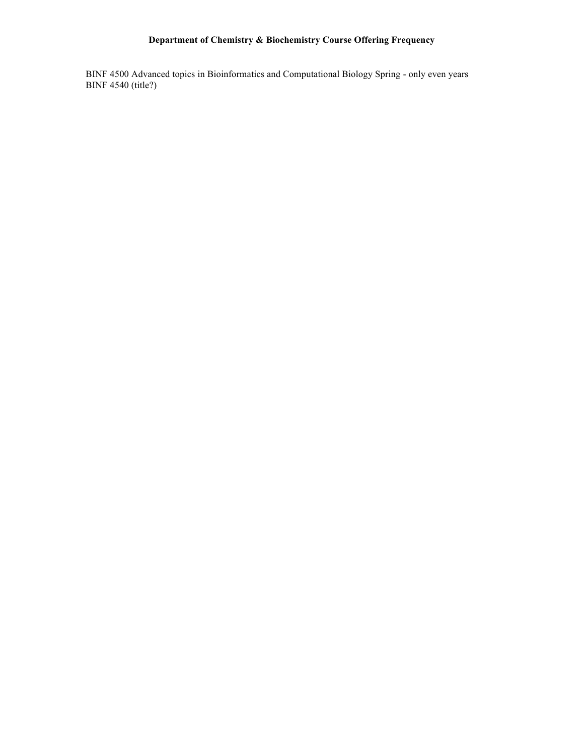**Department of Chemistry & Biochemistry Course Offering Frequency**

BINF 4500 Advanced topics in Bioinformatics and Computational Biology Spring - only even years
BINF 4540 (title?)